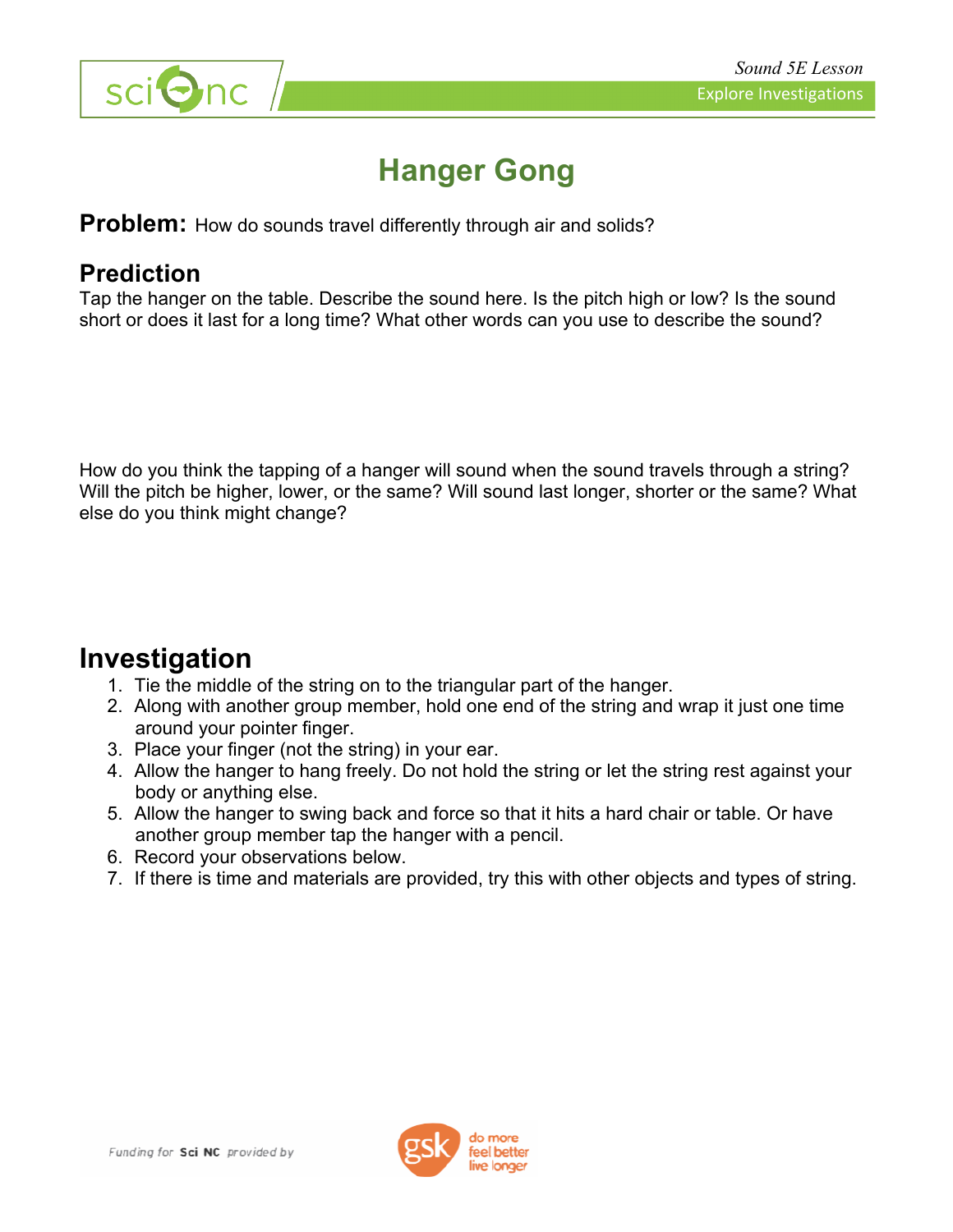# Hanger Gong

**Problem:** How do sounds travel differently through air and solids?

## Prediction

Tap the hanger on the table. Describe the sound here. Is the pitch high or low? Is the sound short or does it last for a long time? What other words can you use to describe the sound?

How do you think the tapping of a hanger will sound when the sound travels through a string? Will the pitch be higher, lower, or the same? Will sound last longer, shorter or the same? What else do you think might change?

## Investigation

1. Tie the middle of the string on to the triangular part of the hanger.
2. Along with another group member, hold one end of the string and wrap it just one time around your pointer finger.
3. Place your finger (not the string) in your ear.
4. Allow the hanger to hang freely. Do not hold the string or let the string rest against your body or anything else.
5. Allow the hanger to swing back and force so that it hits a hard chair or table. Or have another group member tap the hanger with a pencil.
6. Record your observations below.
7. If there is time and materials are provided, try this with other objects and types of string.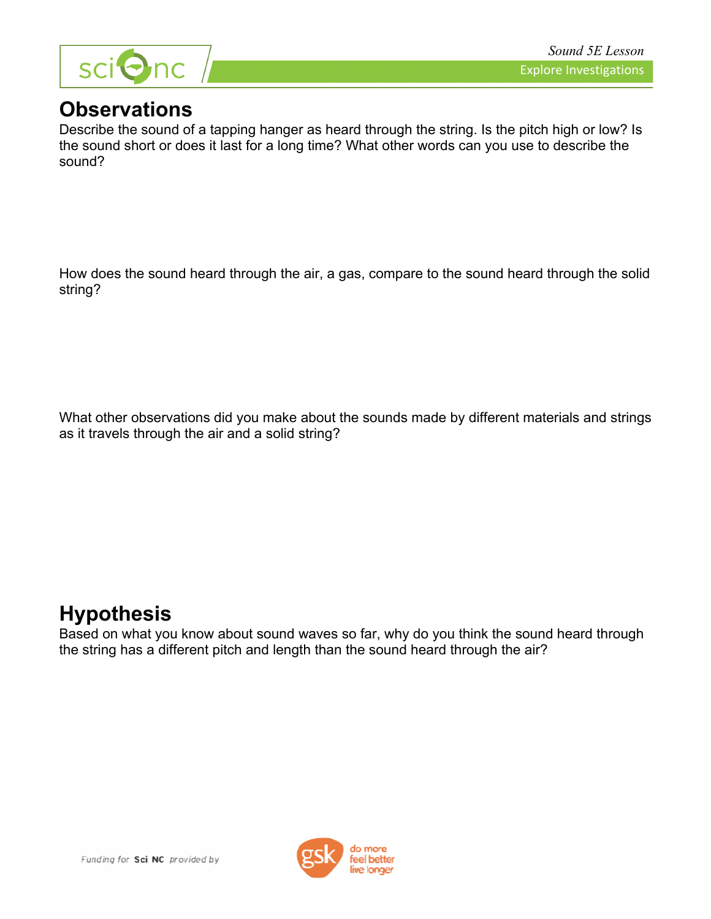# Observations

Describe the sound of a tapping hanger as heard through the string. Is the pitch high or low? Is the sound short or does it last for a long time? What other words can you use to describe the sound?

How does the sound heard through the air, a gas, compare to the sound heard through the solid string?

What other observations did you make about the sounds made by different materials and strings as it travels through the air and a solid string?

# Hypothesis

Based on what you know about sound waves so far, why do you think the sound heard through the string has a different pitch and length than the sound heard through the air?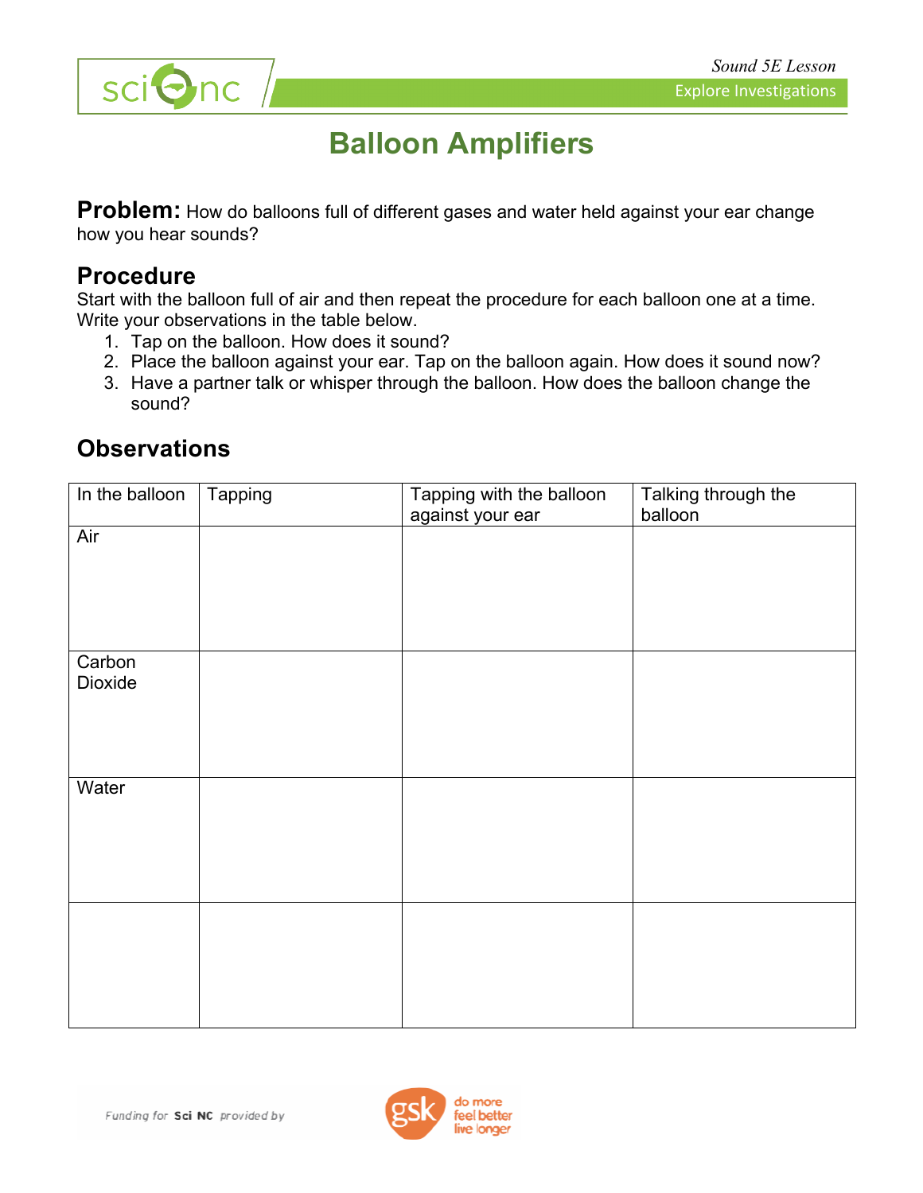# Balloon Amplifiers

**Problem:** How do balloons full of different gases and water held against your ear change how you hear sounds?

## Procedure

Start with the balloon full of air and then repeat the procedure for each balloon one at a time. Write your observations in the table below.

1. Tap on the balloon. How does it sound?
2. Place the balloon against your ear. Tap on the balloon again. How does it sound now?
3. Have a partner talk or whisper through the balloon. How does the balloon change the sound?

## Observations

| In the balloon | Tapping | Tapping with the balloon against your ear | Talking through the balloon |
|---|---|---|---|
| Air | | | |
| Carbon Dioxide | | | |
| Water | | | |
| | | | |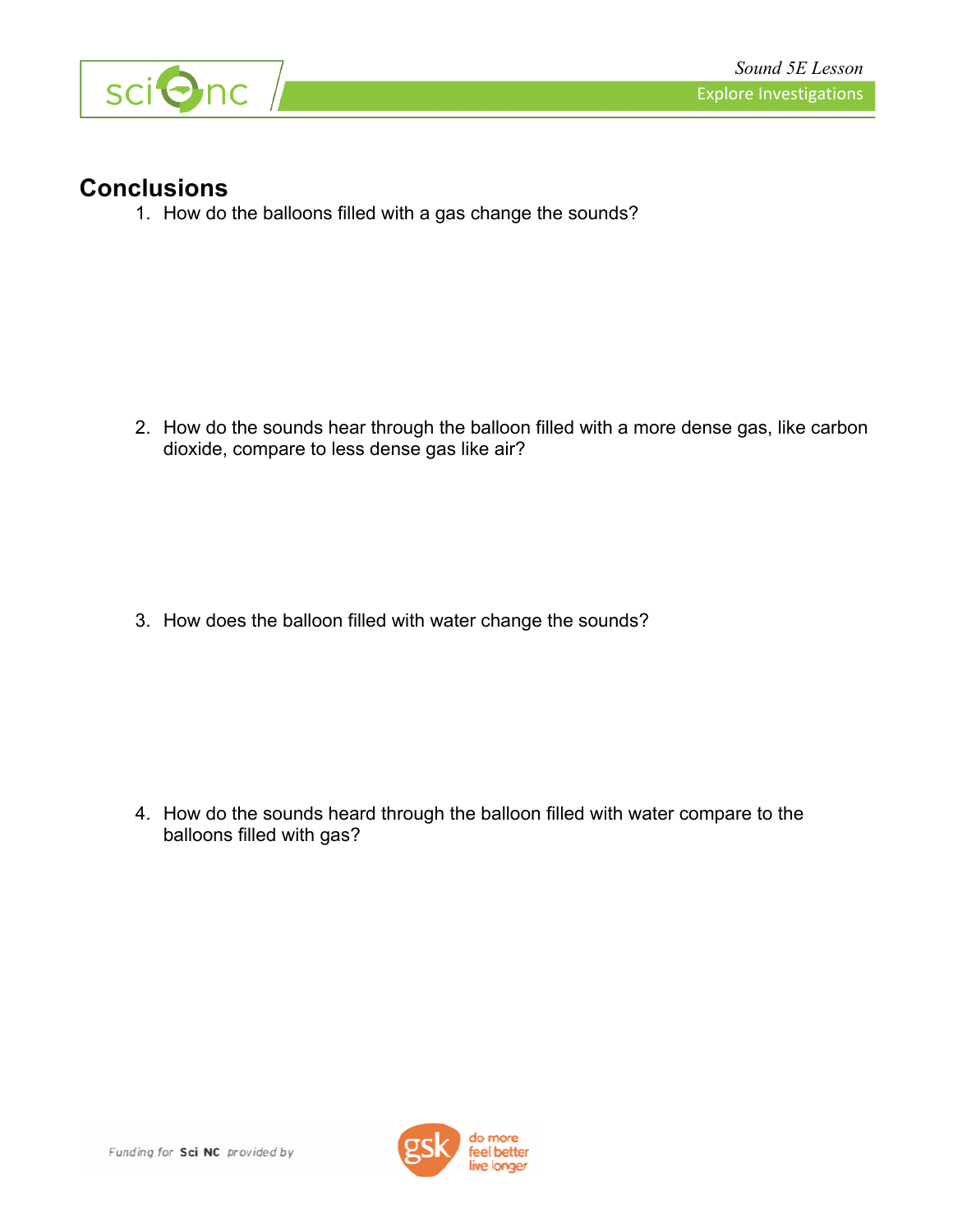## Conclusions

1. How do the balloons filled with a gas change the sounds?

2. How do the sounds hear through the balloon filled with a more dense gas, like carbon dioxide, compare to less dense gas like air?

3. How does the balloon filled with water change the sounds?

4. How do the sounds heard through the balloon filled with water compare to the balloons filled with gas?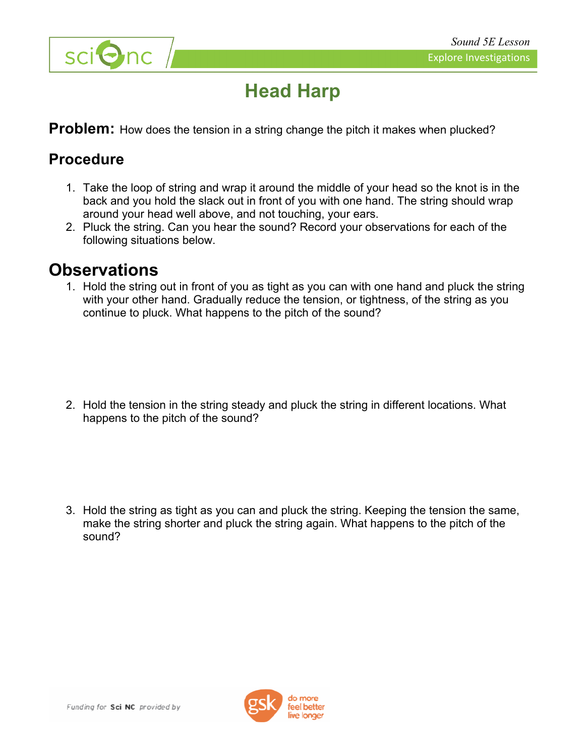# Head Harp

**Problem:** How does the tension in a string change the pitch it makes when plucked?

## Procedure

1. Take the loop of string and wrap it around the middle of your head so the knot is in the back and you hold the slack out in front of you with one hand. The string should wrap around your head well above, and not touching, your ears.
2. Pluck the string. Can you hear the sound? Record your observations for each of the following situations below.

## Observations

1. Hold the string out in front of you as tight as you can with one hand and pluck the string with your other hand. Gradually reduce the tension, or tightness, of the string as you continue to pluck. What happens to the pitch of the sound?

2. Hold the tension in the string steady and pluck the string in different locations. What happens to the pitch of the sound?

3. Hold the string as tight as you can and pluck the string. Keeping the tension the same, make the string shorter and pluck the string again. What happens to the pitch of the sound?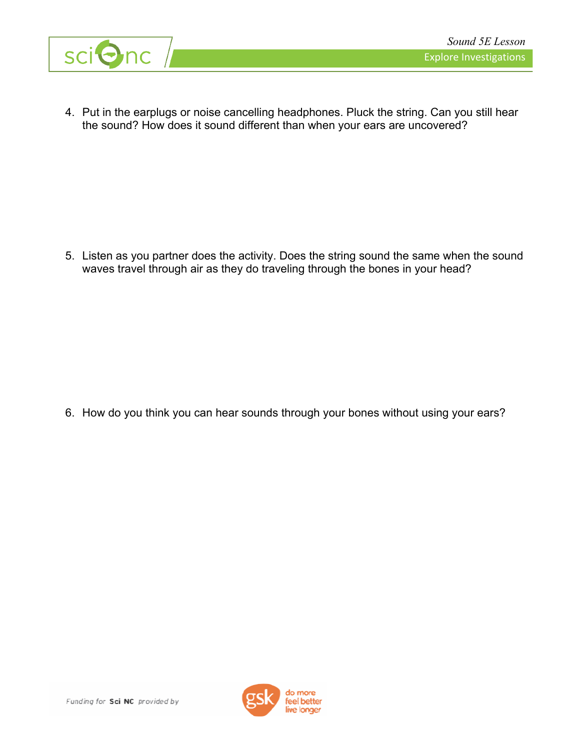4. Put in the earplugs or noise cancelling headphones. Pluck the string. Can you still hear the sound? How does it sound different than when your ears are uncovered?

5. Listen as you partner does the activity. Does the string sound the same when the sound waves travel through air as they do traveling through the bones in your head?

6. How do you think you can hear sounds through your bones without using your ears?